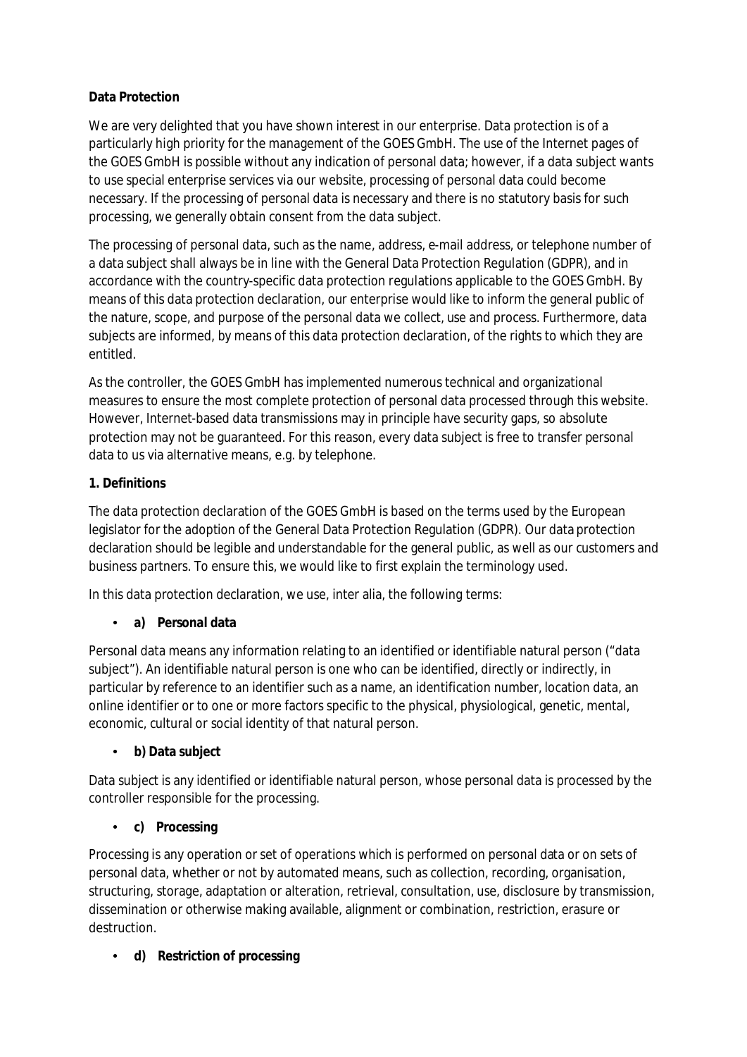**Data Protection**

We are very delighted that you have shown interest in our enterprise. Data protection is of a particularly high priority for the management of the GOES GmbH. The use of the Internet pages of the GOES GmbH is possible without any indication of personal data; however, if a data subject wants to use special enterprise services via our website, processing of personal data could become necessary. If the processing of personal data is necessary and there is no statutory basis for such processing, we generally obtain consent from the data subject.

The processing of personal data, such as the name, address, e-mail address, or telephone number of a data subject shall always be in line with the General Data Protection Regulation (GDPR), and in accordance with the country-specific data protection regulations applicable to the GOES GmbH. By means of this data protection declaration, our enterprise would like to inform the general public of the nature, scope, and purpose of the personal data we collect, use and process. Furthermore, data subjects are informed, by means of this data protection declaration, of the rights to which they are entitled.

As the controller, the GOES GmbH has implemented numerous technical and organizational measures to ensure the most complete protection of personal data processed through this website. However, Internet-based data transmissions may in principle have security gaps, so absolute protection may not be guaranteed. For this reason, every data subject is free to transfer personal data to us via alternative means, e.g. by telephone.

**1. Definitions**

The data protection declaration of the GOES GmbH is based on the terms used by the European legislator for the adoption of the General Data Protection Regulation (GDPR). Our data protection declaration should be legible and understandable for the general public, as well as our customers and business partners. To ensure this, we would like to first explain the terminology used.

In this data protection declaration, we use, inter alia, the following terms:

- **a) Personal data**

Personal data means any information relating to an identified or identifiable natural person ("data subject"). An identifiable natural person is one who can be identified, directly or indirectly, in particular by reference to an identifier such as a name, an identification number, location data, an online identifier or to one or more factors specific to the physical, physiological, genetic, mental, economic, cultural or social identity of that natural person.

- **b) Data subject**

Data subject is any identified or identifiable natural person, whose personal data is processed by the controller responsible for the processing.

- **c) Processing**

Processing is any operation or set of operations which is performed on personal data or on sets of personal data, whether or not by automated means, such as collection, recording, organisation, structuring, storage, adaptation or alteration, retrieval, consultation, use, disclosure by transmission, dissemination or otherwise making available, alignment or combination, restriction, erasure or destruction.

- **d) Restriction of processing**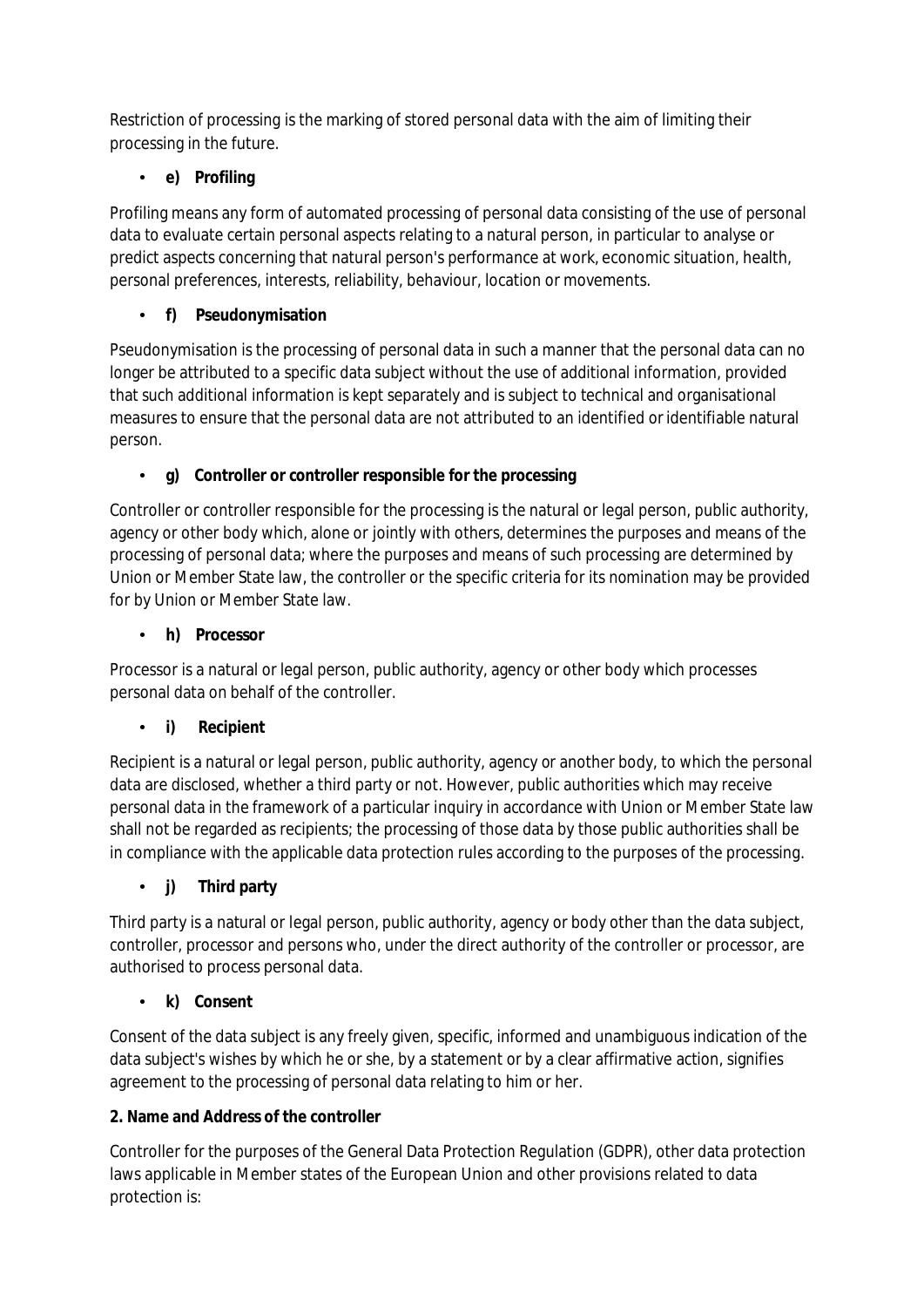Restriction of processing is the marking of stored personal data with the aim of limiting their processing in the future.

- **e) Profiling**

Profiling means any form of automated processing of personal data consisting of the use of personal data to evaluate certain personal aspects relating to a natural person, in particular to analyse or predict aspects concerning that natural person's performance at work, economic situation, health, personal preferences, interests, reliability, behaviour, location or movements.

- **f) Pseudonymisation**

Pseudonymisation is the processing of personal data in such a manner that the personal data can no longer be attributed to a specific data subject without the use of additional information, provided that such additional information is kept separately and is subject to technical and organisational measures to ensure that the personal data are not attributed to an identified or identifiable natural person.

- **g) Controller or controller responsible for the processing**

Controller or controller responsible for the processing is the natural or legal person, public authority, agency or other body which, alone or jointly with others, determines the purposes and means of the processing of personal data; where the purposes and means of such processing are determined by Union or Member State law, the controller or the specific criteria for its nomination may be provided for by Union or Member State law.

- **h) Processor**

Processor is a natural or legal person, public authority, agency or other body which processes personal data on behalf of the controller.

- **i) Recipient**

Recipient is a natural or legal person, public authority, agency or another body, to which the personal data are disclosed, whether a third party or not. However, public authorities which may receive personal data in the framework of a particular inquiry in accordance with Union or Member State law shall not be regarded as recipients; the processing of those data by those public authorities shall be in compliance with the applicable data protection rules according to the purposes of the processing.

- **j) Third party**

Third party is a natural or legal person, public authority, agency or body other than the data subject, controller, processor and persons who, under the direct authority of the controller or processor, are authorised to process personal data.

- **k) Consent**

Consent of the data subject is any freely given, specific, informed and unambiguous indication of the data subject's wishes by which he or she, by a statement or by a clear affirmative action, signifies agreement to the processing of personal data relating to him or her.

**2. Name and Address of the controller**

Controller for the purposes of the General Data Protection Regulation (GDPR), other data protection laws applicable in Member states of the European Union and other provisions related to data protection is: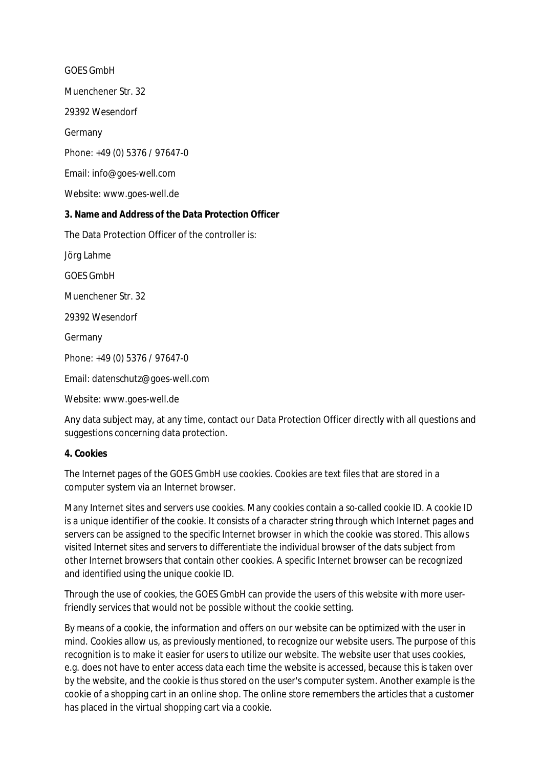GOES GmbH

Muenchener Str. 32

29392 Wesendorf

Germany

Phone: +49 (0) 5376 / 97647-0

Email: info@goes-well.com

Website: www.goes-well.de

**3. Name and Address of the Data Protection Officer**

The Data Protection Officer of the controller is:

Jörg Lahme

GOES GmbH

Muenchener Str. 32

29392 Wesendorf

Germany

Phone: +49 (0) 5376 / 97647-0

Email: datenschutz@goes-well.com

Website: www.goes-well.de

Any data subject may, at any time, contact our Data Protection Officer directly with all questions and suggestions concerning data protection.

**4. Cookies**

The Internet pages of the GOES GmbH use cookies. Cookies are text files that are stored in a computer system via an Internet browser.

Many Internet sites and servers use cookies. Many cookies contain a so-called cookie ID. A cookie ID is a unique identifier of the cookie. It consists of a character string through which Internet pages and servers can be assigned to the specific Internet browser in which the cookie was stored. This allows visited Internet sites and servers to differentiate the individual browser of the dats subject from other Internet browsers that contain other cookies. A specific Internet browser can be recognized and identified using the unique cookie ID.

Through the use of cookies, the GOES GmbH can provide the users of this website with more user-friendly services that would not be possible without the cookie setting.

By means of a cookie, the information and offers on our website can be optimized with the user in mind. Cookies allow us, as previously mentioned, to recognize our website users. The purpose of this recognition is to make it easier for users to utilize our website. The website user that uses cookies, e.g. does not have to enter access data each time the website is accessed, because this is taken over by the website, and the cookie is thus stored on the user's computer system. Another example is the cookie of a shopping cart in an online shop. The online store remembers the articles that a customer has placed in the virtual shopping cart via a cookie.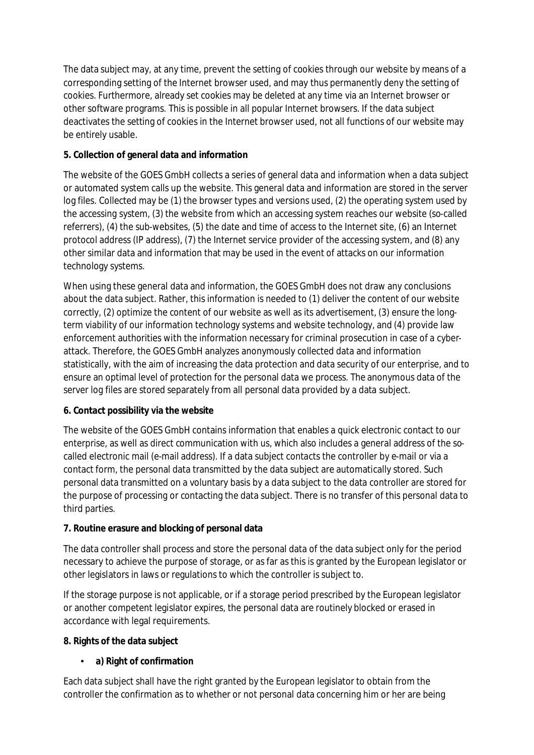The data subject may, at any time, prevent the setting of cookies through our website by means of a corresponding setting of the Internet browser used, and may thus permanently deny the setting of cookies. Furthermore, already set cookies may be deleted at any time via an Internet browser or other software programs. This is possible in all popular Internet browsers. If the data subject deactivates the setting of cookies in the Internet browser used, not all functions of our website may be entirely usable.

**5. Collection of general data and information**

The website of the GOES GmbH collects a series of general data and information when a data subject or automated system calls up the website. This general data and information are stored in the server log files. Collected may be (1) the browser types and versions used, (2) the operating system used by the accessing system, (3) the website from which an accessing system reaches our website (so-called referrers), (4) the sub-websites, (5) the date and time of access to the Internet site, (6) an Internet protocol address (IP address), (7) the Internet service provider of the accessing system, and (8) any other similar data and information that may be used in the event of attacks on our information technology systems.

When using these general data and information, the GOES GmbH does not draw any conclusions about the data subject. Rather, this information is needed to (1) deliver the content of our website correctly, (2) optimize the content of our website as well as its advertisement, (3) ensure the long-term viability of our information technology systems and website technology, and (4) provide law enforcement authorities with the information necessary for criminal prosecution in case of a cyber-attack. Therefore, the GOES GmbH analyzes anonymously collected data and information statistically, with the aim of increasing the data protection and data security of our enterprise, and to ensure an optimal level of protection for the personal data we process. The anonymous data of the server log files are stored separately from all personal data provided by a data subject.

**6. Contact possibility via the website**

The website of the GOES GmbH contains information that enables a quick electronic contact to our enterprise, as well as direct communication with us, which also includes a general address of the so-called electronic mail (e-mail address). If a data subject contacts the controller by e-mail or via a contact form, the personal data transmitted by the data subject are automatically stored. Such personal data transmitted on a voluntary basis by a data subject to the data controller are stored for the purpose of processing or contacting the data subject. There is no transfer of this personal data to third parties.

**7. Routine erasure and blocking of personal data**

The data controller shall process and store the personal data of the data subject only for the period necessary to achieve the purpose of storage, or as far as this is granted by the European legislator or other legislators in laws or regulations to which the controller is subject to.

If the storage purpose is not applicable, or if a storage period prescribed by the European legislator or another competent legislator expires, the personal data are routinely blocked or erased in accordance with legal requirements.

**8. Rights of the data subject**

- **a) Right of confirmation**

Each data subject shall have the right granted by the European legislator to obtain from the controller the confirmation as to whether or not personal data concerning him or her are being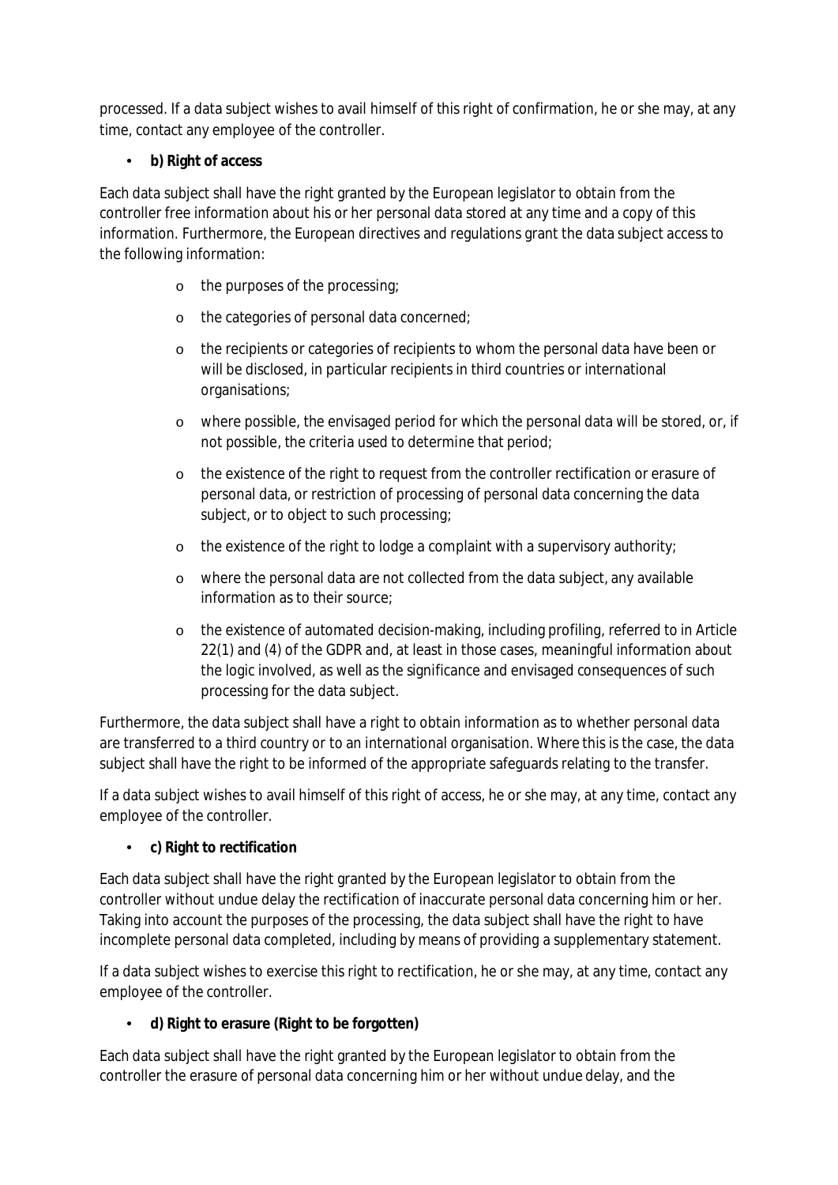processed. If a data subject wishes to avail himself of this right of confirmation, he or she may, at any time, contact any employee of the controller.

- **b) Right of access**

Each data subject shall have the right granted by the European legislator to obtain from the controller free information about his or her personal data stored at any time and a copy of this information. Furthermore, the European directives and regulations grant the data subject access to the following information:

  - the purposes of the processing;
  - the categories of personal data concerned;
  - the recipients or categories of recipients to whom the personal data have been or will be disclosed, in particular recipients in third countries or international organisations;
  - where possible, the envisaged period for which the personal data will be stored, or, if not possible, the criteria used to determine that period;
  - the existence of the right to request from the controller rectification or erasure of personal data, or restriction of processing of personal data concerning the data subject, or to object to such processing;
  - the existence of the right to lodge a complaint with a supervisory authority;
  - where the personal data are not collected from the data subject, any available information as to their source;
  - the existence of automated decision-making, including profiling, referred to in Article 22(1) and (4) of the GDPR and, at least in those cases, meaningful information about the logic involved, as well as the significance and envisaged consequences of such processing for the data subject.

Furthermore, the data subject shall have a right to obtain information as to whether personal data are transferred to a third country or to an international organisation. Where this is the case, the data subject shall have the right to be informed of the appropriate safeguards relating to the transfer.

If a data subject wishes to avail himself of this right of access, he or she may, at any time, contact any employee of the controller.

- **c) Right to rectification**

Each data subject shall have the right granted by the European legislator to obtain from the controller without undue delay the rectification of inaccurate personal data concerning him or her. Taking into account the purposes of the processing, the data subject shall have the right to have incomplete personal data completed, including by means of providing a supplementary statement.

If a data subject wishes to exercise this right to rectification, he or she may, at any time, contact any employee of the controller.

- **d) Right to erasure (Right to be forgotten)**

Each data subject shall have the right granted by the European legislator to obtain from the controller the erasure of personal data concerning him or her without undue delay, and the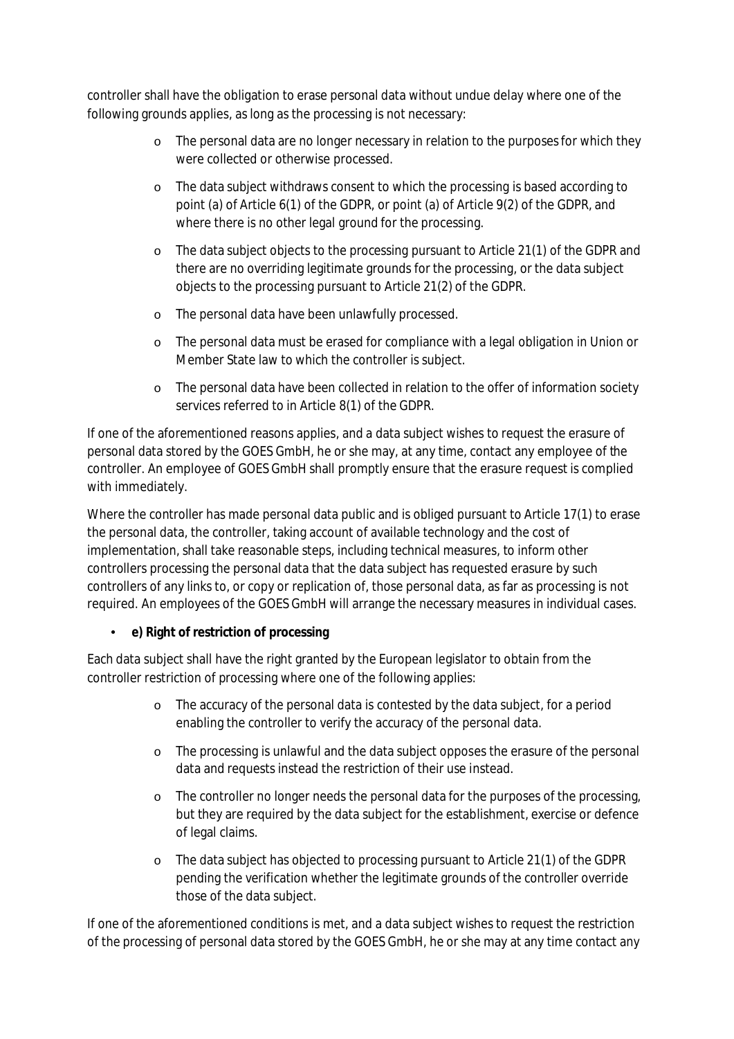controller shall have the obligation to erase personal data without undue delay where one of the following grounds applies, as long as the processing is not necessary:

- The personal data are no longer necessary in relation to the purposes for which they were collected or otherwise processed.
- The data subject withdraws consent to which the processing is based according to point (a) of Article 6(1) of the GDPR, or point (a) of Article 9(2) of the GDPR, and where there is no other legal ground for the processing.
- The data subject objects to the processing pursuant to Article 21(1) of the GDPR and there are no overriding legitimate grounds for the processing, or the data subject objects to the processing pursuant to Article 21(2) of the GDPR.
- The personal data have been unlawfully processed.
- The personal data must be erased for compliance with a legal obligation in Union or Member State law to which the controller is subject.
- The personal data have been collected in relation to the offer of information society services referred to in Article 8(1) of the GDPR.

If one of the aforementioned reasons applies, and a data subject wishes to request the erasure of personal data stored by the GOES GmbH, he or she may, at any time, contact any employee of the controller. An employee of GOES GmbH shall promptly ensure that the erasure request is complied with immediately.

Where the controller has made personal data public and is obliged pursuant to Article 17(1) to erase the personal data, the controller, taking account of available technology and the cost of implementation, shall take reasonable steps, including technical measures, to inform other controllers processing the personal data that the data subject has requested erasure by such controllers of any links to, or copy or replication of, those personal data, as far as processing is not required. An employees of the GOES GmbH will arrange the necessary measures in individual cases.

- **e) Right of restriction of processing**

Each data subject shall have the right granted by the European legislator to obtain from the controller restriction of processing where one of the following applies:

- The accuracy of the personal data is contested by the data subject, for a period enabling the controller to verify the accuracy of the personal data.
- The processing is unlawful and the data subject opposes the erasure of the personal data and requests instead the restriction of their use instead.
- The controller no longer needs the personal data for the purposes of the processing, but they are required by the data subject for the establishment, exercise or defence of legal claims.
- The data subject has objected to processing pursuant to Article 21(1) of the GDPR pending the verification whether the legitimate grounds of the controller override those of the data subject.

If one of the aforementioned conditions is met, and a data subject wishes to request the restriction of the processing of personal data stored by the GOES GmbH, he or she may at any time contact any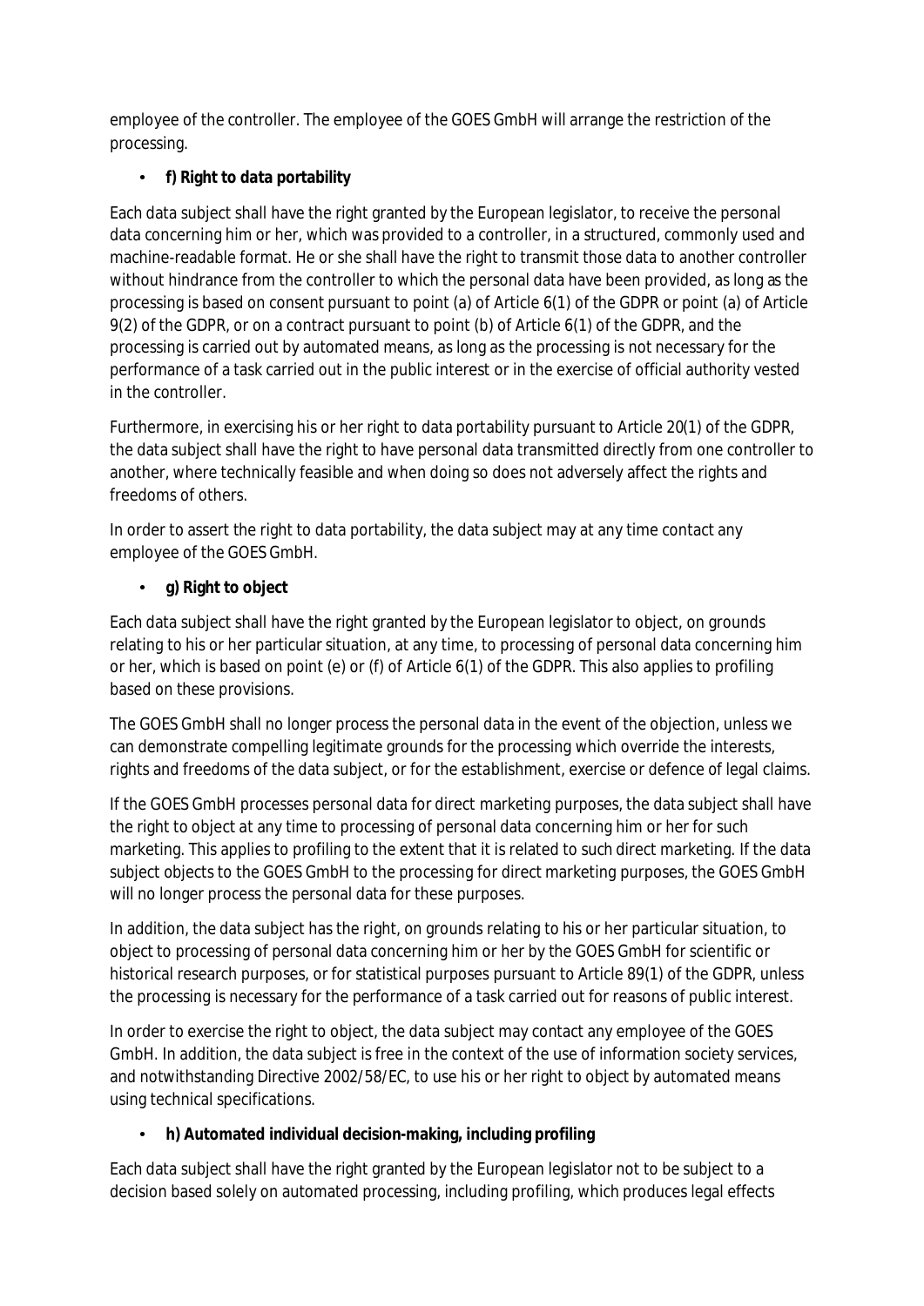employee of the controller. The employee of the GOES GmbH will arrange the restriction of the processing.

- **f) Right to data portability**

Each data subject shall have the right granted by the European legislator, to receive the personal data concerning him or her, which was provided to a controller, in a structured, commonly used and machine-readable format. He or she shall have the right to transmit those data to another controller without hindrance from the controller to which the personal data have been provided, as long as the processing is based on consent pursuant to point (a) of Article 6(1) of the GDPR or point (a) of Article 9(2) of the GDPR, or on a contract pursuant to point (b) of Article 6(1) of the GDPR, and the processing is carried out by automated means, as long as the processing is not necessary for the performance of a task carried out in the public interest or in the exercise of official authority vested in the controller.

Furthermore, in exercising his or her right to data portability pursuant to Article 20(1) of the GDPR, the data subject shall have the right to have personal data transmitted directly from one controller to another, where technically feasible and when doing so does not adversely affect the rights and freedoms of others.

In order to assert the right to data portability, the data subject may at any time contact any employee of the GOES GmbH.

- **g) Right to object**

Each data subject shall have the right granted by the European legislator to object, on grounds relating to his or her particular situation, at any time, to processing of personal data concerning him or her, which is based on point (e) or (f) of Article 6(1) of the GDPR. This also applies to profiling based on these provisions.

The GOES GmbH shall no longer process the personal data in the event of the objection, unless we can demonstrate compelling legitimate grounds for the processing which override the interests, rights and freedoms of the data subject, or for the establishment, exercise or defence of legal claims.

If the GOES GmbH processes personal data for direct marketing purposes, the data subject shall have the right to object at any time to processing of personal data concerning him or her for such marketing. This applies to profiling to the extent that it is related to such direct marketing. If the data subject objects to the GOES GmbH to the processing for direct marketing purposes, the GOES GmbH will no longer process the personal data for these purposes.

In addition, the data subject has the right, on grounds relating to his or her particular situation, to object to processing of personal data concerning him or her by the GOES GmbH for scientific or historical research purposes, or for statistical purposes pursuant to Article 89(1) of the GDPR, unless the processing is necessary for the performance of a task carried out for reasons of public interest.

In order to exercise the right to object, the data subject may contact any employee of the GOES GmbH. In addition, the data subject is free in the context of the use of information society services, and notwithstanding Directive 2002/58/EC, to use his or her right to object by automated means using technical specifications.

- **h) Automated individual decision-making, including profiling**

Each data subject shall have the right granted by the European legislator not to be subject to a decision based solely on automated processing, including profiling, which produces legal effects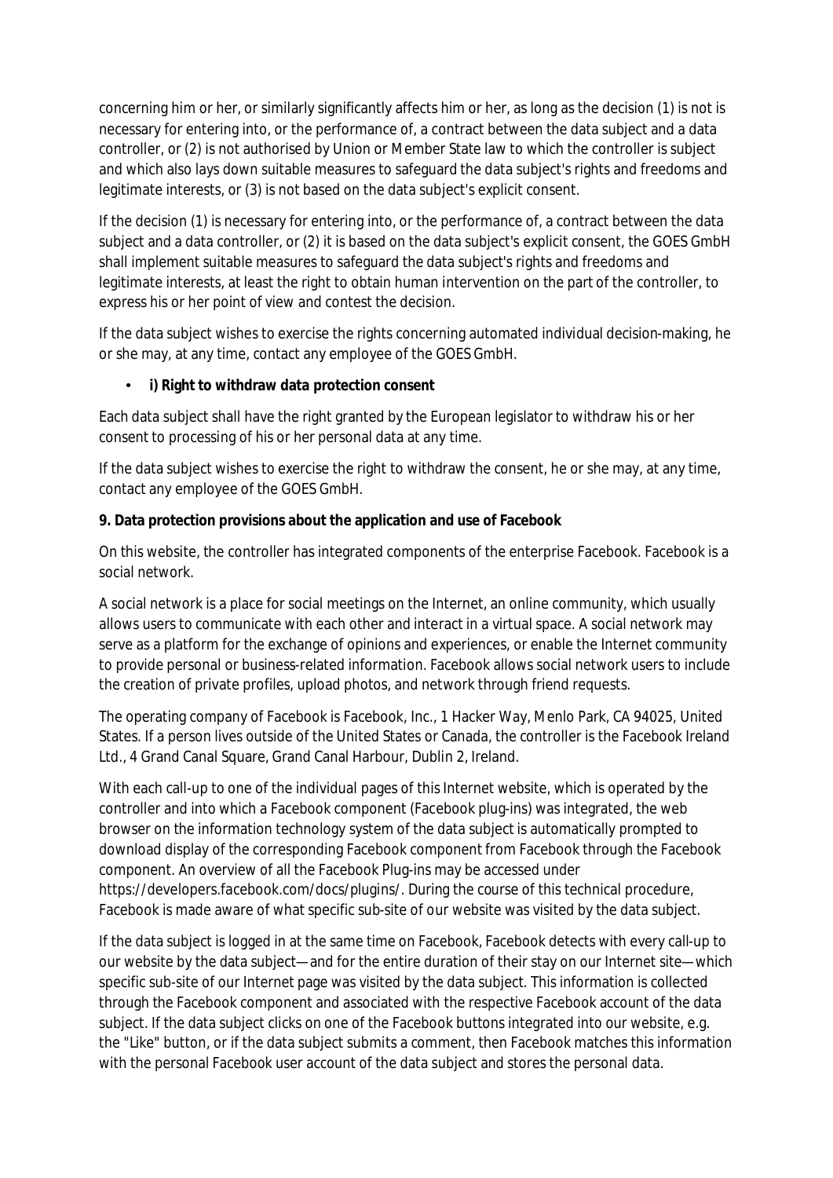concerning him or her, or similarly significantly affects him or her, as long as the decision (1) is not is necessary for entering into, or the performance of, a contract between the data subject and a data controller, or (2) is not authorised by Union or Member State law to which the controller is subject and which also lays down suitable measures to safeguard the data subject's rights and freedoms and legitimate interests, or (3) is not based on the data subject's explicit consent.

If the decision (1) is necessary for entering into, or the performance of, a contract between the data subject and a data controller, or (2) it is based on the data subject's explicit consent, the GOES GmbH shall implement suitable measures to safeguard the data subject's rights and freedoms and legitimate interests, at least the right to obtain human intervention on the part of the controller, to express his or her point of view and contest the decision.

If the data subject wishes to exercise the rights concerning automated individual decision-making, he or she may, at any time, contact any employee of the GOES GmbH.

- **i) Right to withdraw data protection consent**

Each data subject shall have the right granted by the European legislator to withdraw his or her consent to processing of his or her personal data at any time.

If the data subject wishes to exercise the right to withdraw the consent, he or she may, at any time, contact any employee of the GOES GmbH.

**9. Data protection provisions about the application and use of Facebook**

On this website, the controller has integrated components of the enterprise Facebook. Facebook is a social network.

A social network is a place for social meetings on the Internet, an online community, which usually allows users to communicate with each other and interact in a virtual space. A social network may serve as a platform for the exchange of opinions and experiences, or enable the Internet community to provide personal or business-related information. Facebook allows social network users to include the creation of private profiles, upload photos, and network through friend requests.

The operating company of Facebook is Facebook, Inc., 1 Hacker Way, Menlo Park, CA 94025, United States. If a person lives outside of the United States or Canada, the controller is the Facebook Ireland Ltd., 4 Grand Canal Square, Grand Canal Harbour, Dublin 2, Ireland.

With each call-up to one of the individual pages of this Internet website, which is operated by the controller and into which a Facebook component (Facebook plug-ins) was integrated, the web browser on the information technology system of the data subject is automatically prompted to download display of the corresponding Facebook component from Facebook through the Facebook component. An overview of all the Facebook Plug-ins may be accessed under https://developers.facebook.com/docs/plugins/. During the course of this technical procedure, Facebook is made aware of what specific sub-site of our website was visited by the data subject.

If the data subject is logged in at the same time on Facebook, Facebook detects with every call-up to our website by the data subject—and for the entire duration of their stay on our Internet site—which specific sub-site of our Internet page was visited by the data subject. This information is collected through the Facebook component and associated with the respective Facebook account of the data subject. If the data subject clicks on one of the Facebook buttons integrated into our website, e.g. the "Like" button, or if the data subject submits a comment, then Facebook matches this information with the personal Facebook user account of the data subject and stores the personal data.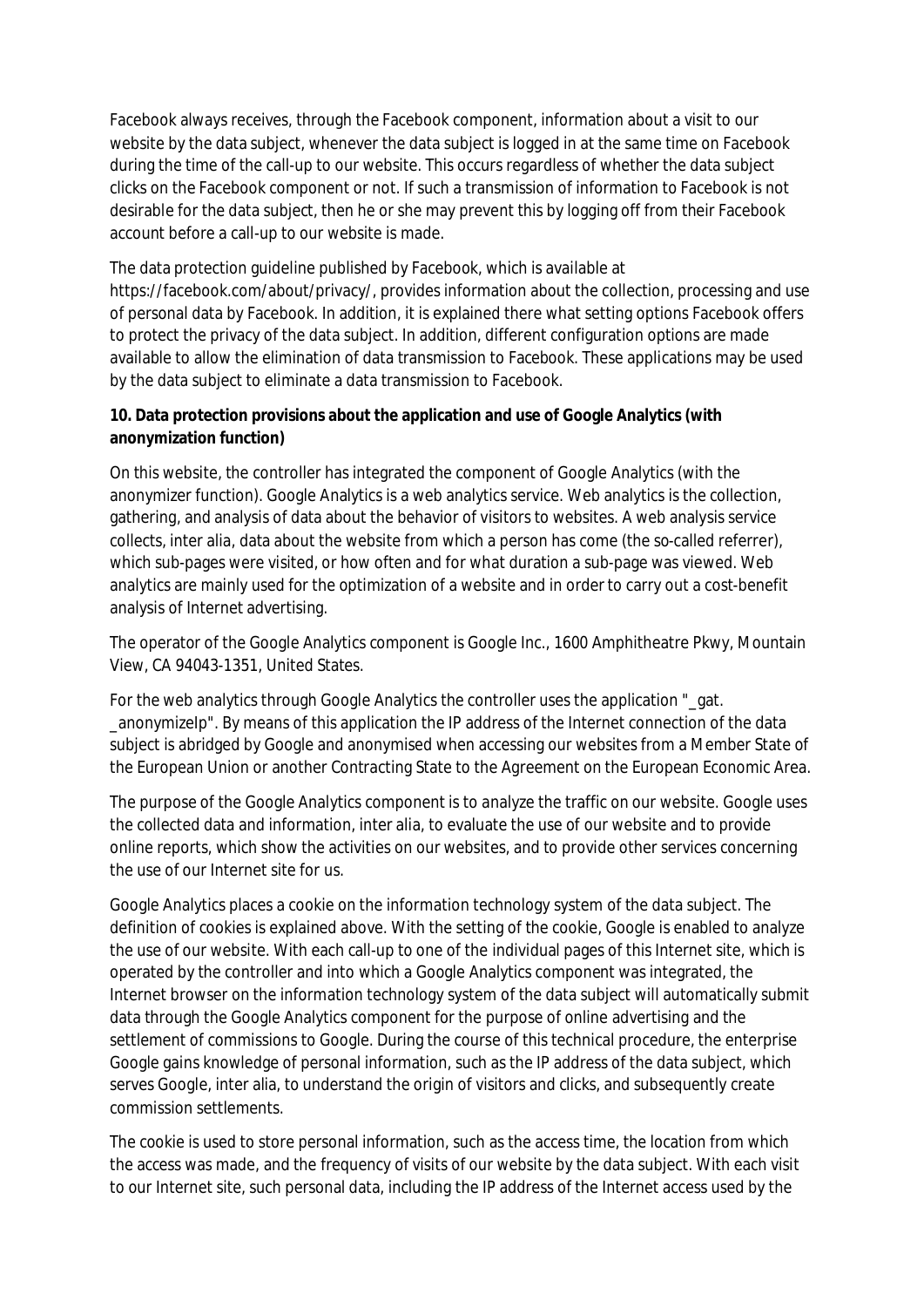Facebook always receives, through the Facebook component, information about a visit to our website by the data subject, whenever the data subject is logged in at the same time on Facebook during the time of the call-up to our website. This occurs regardless of whether the data subject clicks on the Facebook component or not. If such a transmission of information to Facebook is not desirable for the data subject, then he or she may prevent this by logging off from their Facebook account before a call-up to our website is made.

The data protection guideline published by Facebook, which is available at https://facebook.com/about/privacy/, provides information about the collection, processing and use of personal data by Facebook. In addition, it is explained there what setting options Facebook offers to protect the privacy of the data subject. In addition, different configuration options are made available to allow the elimination of data transmission to Facebook. These applications may be used by the data subject to eliminate a data transmission to Facebook.

**10. Data protection provisions about the application and use of Google Analytics (with anonymization function)**

On this website, the controller has integrated the component of Google Analytics (with the anonymizer function). Google Analytics is a web analytics service. Web analytics is the collection, gathering, and analysis of data about the behavior of visitors to websites. A web analysis service collects, inter alia, data about the website from which a person has come (the so-called referrer), which sub-pages were visited, or how often and for what duration a sub-page was viewed. Web analytics are mainly used for the optimization of a website and in order to carry out a cost-benefit analysis of Internet advertising.

The operator of the Google Analytics component is Google Inc., 1600 Amphitheatre Pkwy, Mountain View, CA 94043-1351, United States.

For the web analytics through Google Analytics the controller uses the application "_gat. _anonymizeIp". By means of this application the IP address of the Internet connection of the data subject is abridged by Google and anonymised when accessing our websites from a Member State of the European Union or another Contracting State to the Agreement on the European Economic Area.

The purpose of the Google Analytics component is to analyze the traffic on our website. Google uses the collected data and information, inter alia, to evaluate the use of our website and to provide online reports, which show the activities on our websites, and to provide other services concerning the use of our Internet site for us.

Google Analytics places a cookie on the information technology system of the data subject. The definition of cookies is explained above. With the setting of the cookie, Google is enabled to analyze the use of our website. With each call-up to one of the individual pages of this Internet site, which is operated by the controller and into which a Google Analytics component was integrated, the Internet browser on the information technology system of the data subject will automatically submit data through the Google Analytics component for the purpose of online advertising and the settlement of commissions to Google. During the course of this technical procedure, the enterprise Google gains knowledge of personal information, such as the IP address of the data subject, which serves Google, inter alia, to understand the origin of visitors and clicks, and subsequently create commission settlements.

The cookie is used to store personal information, such as the access time, the location from which the access was made, and the frequency of visits of our website by the data subject. With each visit to our Internet site, such personal data, including the IP address of the Internet access used by the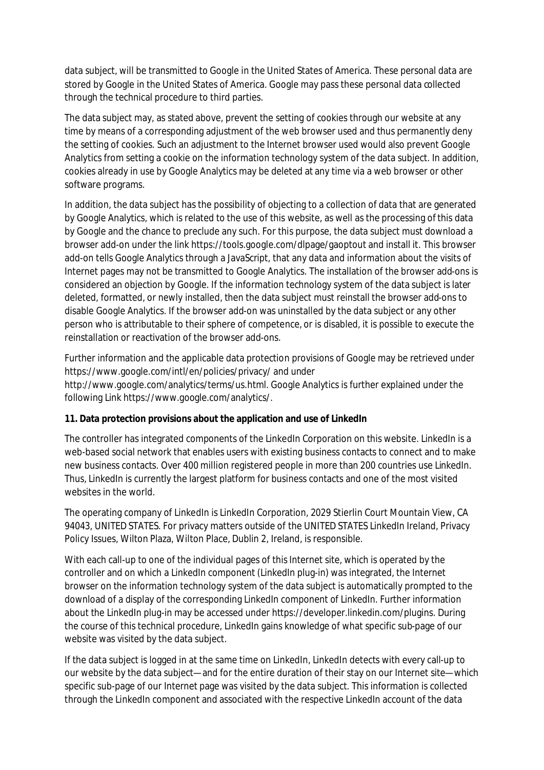data subject, will be transmitted to Google in the United States of America. These personal data are stored by Google in the United States of America. Google may pass these personal data collected through the technical procedure to third parties.

The data subject may, as stated above, prevent the setting of cookies through our website at any time by means of a corresponding adjustment of the web browser used and thus permanently deny the setting of cookies. Such an adjustment to the Internet browser used would also prevent Google Analytics from setting a cookie on the information technology system of the data subject. In addition, cookies already in use by Google Analytics may be deleted at any time via a web browser or other software programs.

In addition, the data subject has the possibility of objecting to a collection of data that are generated by Google Analytics, which is related to the use of this website, as well as the processing of this data by Google and the chance to preclude any such. For this purpose, the data subject must download a browser add-on under the link https://tools.google.com/dlpage/gaoptout and install it. This browser add-on tells Google Analytics through a JavaScript, that any data and information about the visits of Internet pages may not be transmitted to Google Analytics. The installation of the browser add-ons is considered an objection by Google. If the information technology system of the data subject is later deleted, formatted, or newly installed, then the data subject must reinstall the browser add-ons to disable Google Analytics. If the browser add-on was uninstalled by the data subject or any other person who is attributable to their sphere of competence, or is disabled, it is possible to execute the reinstallation or reactivation of the browser add-ons.

Further information and the applicable data protection provisions of Google may be retrieved under https://www.google.com/intl/en/policies/privacy/ and under http://www.google.com/analytics/terms/us.html. Google Analytics is further explained under the following Link https://www.google.com/analytics/.

**11. Data protection provisions about the application and use of LinkedIn**

The controller has integrated components of the LinkedIn Corporation on this website. LinkedIn is a web-based social network that enables users with existing business contacts to connect and to make new business contacts. Over 400 million registered people in more than 200 countries use LinkedIn. Thus, LinkedIn is currently the largest platform for business contacts and one of the most visited websites in the world.

The operating company of LinkedIn is LinkedIn Corporation, 2029 Stierlin Court Mountain View, CA 94043, UNITED STATES. For privacy matters outside of the UNITED STATES LinkedIn Ireland, Privacy Policy Issues, Wilton Plaza, Wilton Place, Dublin 2, Ireland, is responsible.

With each call-up to one of the individual pages of this Internet site, which is operated by the controller and on which a LinkedIn component (LinkedIn plug-in) was integrated, the Internet browser on the information technology system of the data subject is automatically prompted to the download of a display of the corresponding LinkedIn component of LinkedIn. Further information about the LinkedIn plug-in may be accessed under https://developer.linkedin.com/plugins. During the course of this technical procedure, LinkedIn gains knowledge of what specific sub-page of our website was visited by the data subject.

If the data subject is logged in at the same time on LinkedIn, LinkedIn detects with every call-up to our website by the data subject—and for the entire duration of their stay on our Internet site—which specific sub-page of our Internet page was visited by the data subject. This information is collected through the LinkedIn component and associated with the respective LinkedIn account of the data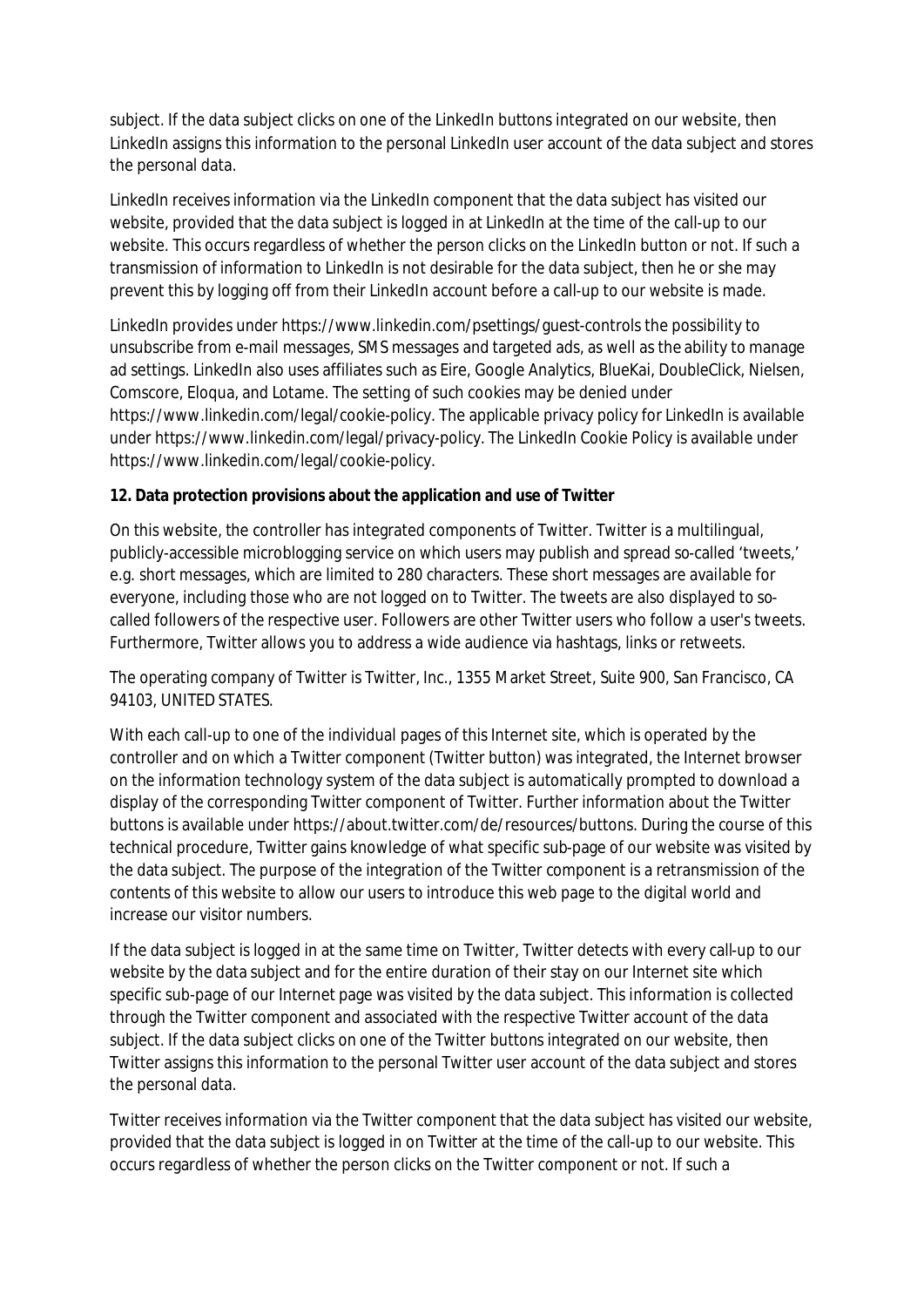subject. If the data subject clicks on one of the LinkedIn buttons integrated on our website, then LinkedIn assigns this information to the personal LinkedIn user account of the data subject and stores the personal data.

LinkedIn receives information via the LinkedIn component that the data subject has visited our website, provided that the data subject is logged in at LinkedIn at the time of the call-up to our website. This occurs regardless of whether the person clicks on the LinkedIn button or not. If such a transmission of information to LinkedIn is not desirable for the data subject, then he or she may prevent this by logging off from their LinkedIn account before a call-up to our website is made.

LinkedIn provides under https://www.linkedin.com/psettings/guest-controls the possibility to unsubscribe from e-mail messages, SMS messages and targeted ads, as well as the ability to manage ad settings. LinkedIn also uses affiliates such as Eire, Google Analytics, BlueKai, DoubleClick, Nielsen, Comscore, Eloqua, and Lotame. The setting of such cookies may be denied under https://www.linkedin.com/legal/cookie-policy. The applicable privacy policy for LinkedIn is available under https://www.linkedin.com/legal/privacy-policy. The LinkedIn Cookie Policy is available under https://www.linkedin.com/legal/cookie-policy.

**12. Data protection provisions about the application and use of Twitter**

On this website, the controller has integrated components of Twitter. Twitter is a multilingual, publicly-accessible microblogging service on which users may publish and spread so-called 'tweets,' e.g. short messages, which are limited to 280 characters. These short messages are available for everyone, including those who are not logged on to Twitter. The tweets are also displayed to so-called followers of the respective user. Followers are other Twitter users who follow a user's tweets. Furthermore, Twitter allows you to address a wide audience via hashtags, links or retweets.

The operating company of Twitter is Twitter, Inc., 1355 Market Street, Suite 900, San Francisco, CA 94103, UNITED STATES.

With each call-up to one of the individual pages of this Internet site, which is operated by the controller and on which a Twitter component (Twitter button) was integrated, the Internet browser on the information technology system of the data subject is automatically prompted to download a display of the corresponding Twitter component of Twitter. Further information about the Twitter buttons is available under https://about.twitter.com/de/resources/buttons. During the course of this technical procedure, Twitter gains knowledge of what specific sub-page of our website was visited by the data subject. The purpose of the integration of the Twitter component is a retransmission of the contents of this website to allow our users to introduce this web page to the digital world and increase our visitor numbers.

If the data subject is logged in at the same time on Twitter, Twitter detects with every call-up to our website by the data subject and for the entire duration of their stay on our Internet site which specific sub-page of our Internet page was visited by the data subject. This information is collected through the Twitter component and associated with the respective Twitter account of the data subject. If the data subject clicks on one of the Twitter buttons integrated on our website, then Twitter assigns this information to the personal Twitter user account of the data subject and stores the personal data.

Twitter receives information via the Twitter component that the data subject has visited our website, provided that the data subject is logged in on Twitter at the time of the call-up to our website. This occurs regardless of whether the person clicks on the Twitter component or not. If such a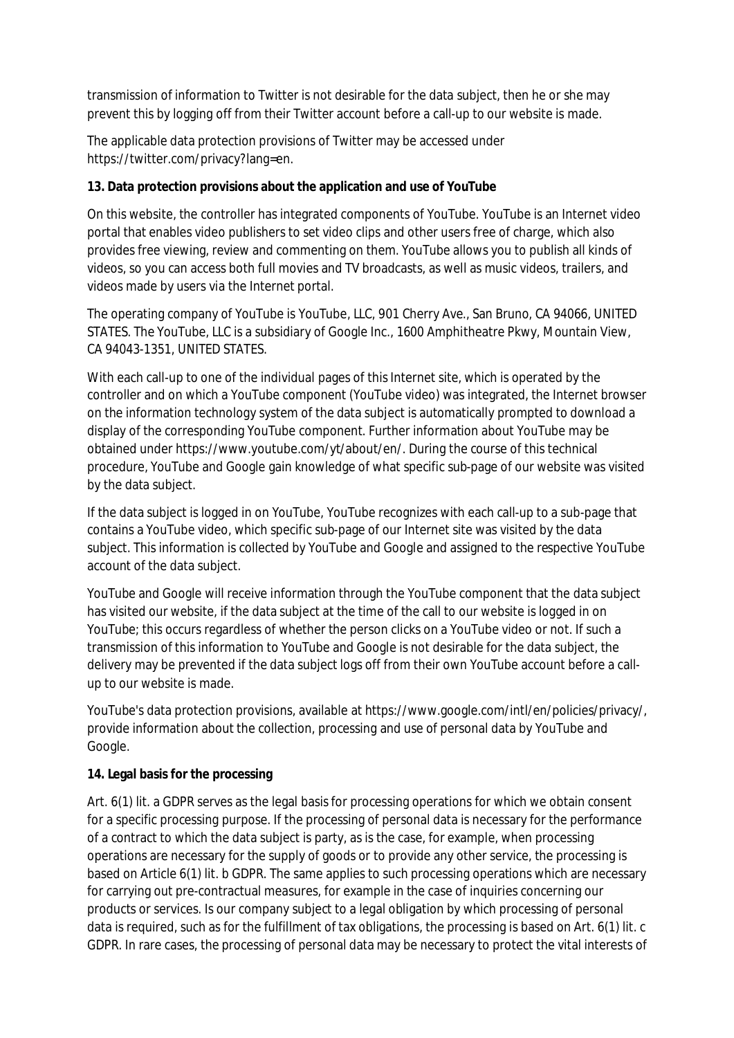transmission of information to Twitter is not desirable for the data subject, then he or she may prevent this by logging off from their Twitter account before a call-up to our website is made.

The applicable data protection provisions of Twitter may be accessed under https://twitter.com/privacy?lang=en.

**13. Data protection provisions about the application and use of YouTube**

On this website, the controller has integrated components of YouTube. YouTube is an Internet video portal that enables video publishers to set video clips and other users free of charge, which also provides free viewing, review and commenting on them. YouTube allows you to publish all kinds of videos, so you can access both full movies and TV broadcasts, as well as music videos, trailers, and videos made by users via the Internet portal.

The operating company of YouTube is YouTube, LLC, 901 Cherry Ave., San Bruno, CA 94066, UNITED STATES. The YouTube, LLC is a subsidiary of Google Inc., 1600 Amphitheatre Pkwy, Mountain View, CA 94043-1351, UNITED STATES.

With each call-up to one of the individual pages of this Internet site, which is operated by the controller and on which a YouTube component (YouTube video) was integrated, the Internet browser on the information technology system of the data subject is automatically prompted to download a display of the corresponding YouTube component. Further information about YouTube may be obtained under https://www.youtube.com/yt/about/en/. During the course of this technical procedure, YouTube and Google gain knowledge of what specific sub-page of our website was visited by the data subject.

If the data subject is logged in on YouTube, YouTube recognizes with each call-up to a sub-page that contains a YouTube video, which specific sub-page of our Internet site was visited by the data subject. This information is collected by YouTube and Google and assigned to the respective YouTube account of the data subject.

YouTube and Google will receive information through the YouTube component that the data subject has visited our website, if the data subject at the time of the call to our website is logged in on YouTube; this occurs regardless of whether the person clicks on a YouTube video or not. If such a transmission of this information to YouTube and Google is not desirable for the data subject, the delivery may be prevented if the data subject logs off from their own YouTube account before a call-up to our website is made.

YouTube's data protection provisions, available at https://www.google.com/intl/en/policies/privacy/, provide information about the collection, processing and use of personal data by YouTube and Google.

**14. Legal basis for the processing**

Art. 6(1) lit. a GDPR serves as the legal basis for processing operations for which we obtain consent for a specific processing purpose. If the processing of personal data is necessary for the performance of a contract to which the data subject is party, as is the case, for example, when processing operations are necessary for the supply of goods or to provide any other service, the processing is based on Article 6(1) lit. b GDPR. The same applies to such processing operations which are necessary for carrying out pre-contractual measures, for example in the case of inquiries concerning our products or services. Is our company subject to a legal obligation by which processing of personal data is required, such as for the fulfillment of tax obligations, the processing is based on Art. 6(1) lit. c GDPR. In rare cases, the processing of personal data may be necessary to protect the vital interests of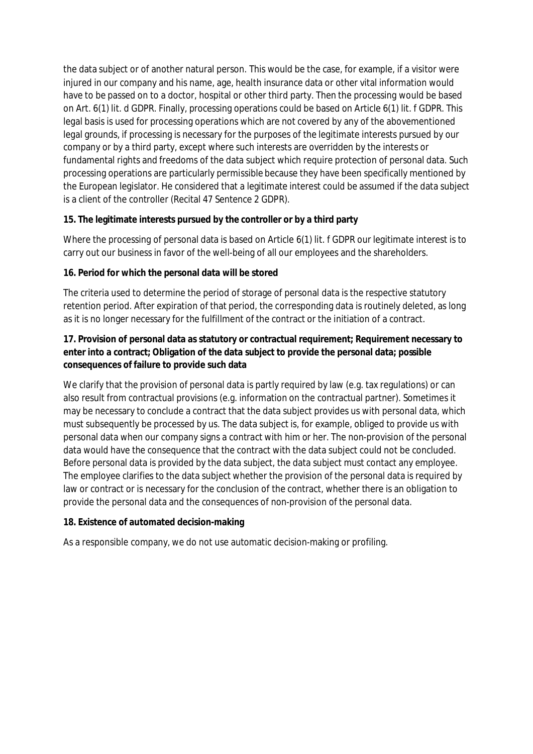the data subject or of another natural person. This would be the case, for example, if a visitor were injured in our company and his name, age, health insurance data or other vital information would have to be passed on to a doctor, hospital or other third party. Then the processing would be based on Art. 6(1) lit. d GDPR. Finally, processing operations could be based on Article 6(1) lit. f GDPR. This legal basis is used for processing operations which are not covered by any of the abovementioned legal grounds, if processing is necessary for the purposes of the legitimate interests pursued by our company or by a third party, except where such interests are overridden by the interests or fundamental rights and freedoms of the data subject which require protection of personal data. Such processing operations are particularly permissible because they have been specifically mentioned by the European legislator. He considered that a legitimate interest could be assumed if the data subject is a client of the controller (Recital 47 Sentence 2 GDPR).

**15. The legitimate interests pursued by the controller or by a third party**

Where the processing of personal data is based on Article 6(1) lit. f GDPR our legitimate interest is to carry out our business in favor of the well-being of all our employees and the shareholders.

**16. Period for which the personal data will be stored**

The criteria used to determine the period of storage of personal data is the respective statutory retention period. After expiration of that period, the corresponding data is routinely deleted, as long as it is no longer necessary for the fulfillment of the contract or the initiation of a contract.

**17. Provision of personal data as statutory or contractual requirement; Requirement necessary to enter into a contract; Obligation of the data subject to provide the personal data; possible consequences of failure to provide such data**

We clarify that the provision of personal data is partly required by law (e.g. tax regulations) or can also result from contractual provisions (e.g. information on the contractual partner). Sometimes it may be necessary to conclude a contract that the data subject provides us with personal data, which must subsequently be processed by us. The data subject is, for example, obliged to provide us with personal data when our company signs a contract with him or her. The non-provision of the personal data would have the consequence that the contract with the data subject could not be concluded. Before personal data is provided by the data subject, the data subject must contact any employee. The employee clarifies to the data subject whether the provision of the personal data is required by law or contract or is necessary for the conclusion of the contract, whether there is an obligation to provide the personal data and the consequences of non-provision of the personal data.

**18. Existence of automated decision-making**

As a responsible company, we do not use automatic decision-making or profiling.